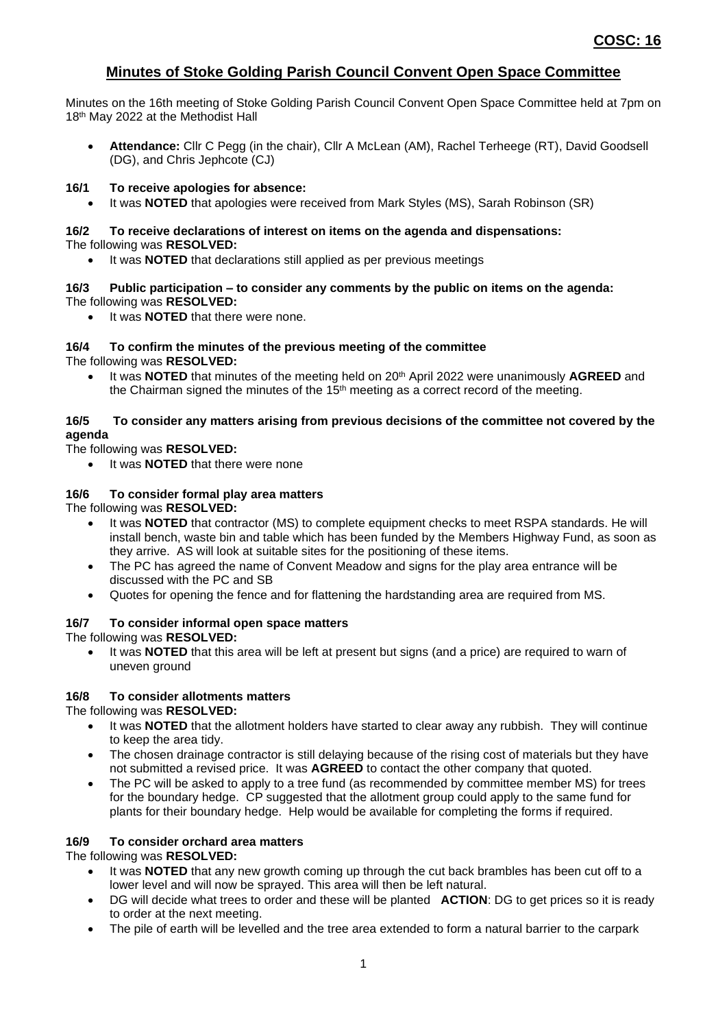**COSC: 16**

# Minutes of Stoke Golding Parish Council Convent Open Space Committee

Minutes on the 16th meeting of Stoke Golding Parish Council Convent Open Space Committee held at 7pm on 18th May 2022 at the Methodist Hall

- **Attendance:** Cllr C Pegg (in the chair), Cllr A McLean (AM), Rachel Terheege (RT), David Goodsell (DG), and Chris Jephcote (CJ)

### 16/1 To receive apologies for absence:

- It was **NOTED** that apologies were received from Mark Styles (MS), Sarah Robinson (SR)

### 16/2 To receive declarations of interest on items on the agenda and dispensations:

The following was **RESOLVED:**

- It was **NOTED** that declarations still applied as per previous meetings

### 16/3 Public participation – to consider any comments by the public on items on the agenda:

The following was **RESOLVED:**

- It was **NOTED** that there were none.

### 16/4 To confirm the minutes of the previous meeting of the committee

The following was **RESOLVED:**

- It was **NOTED** that minutes of the meeting held on 20th April 2022 were unanimously **AGREED** and the Chairman signed the minutes of the 15th meeting as a correct record of the meeting.

### 16/5 To consider any matters arising from previous decisions of the committee not covered by the agenda

The following was **RESOLVED:**

- It was **NOTED** that there were none

### 16/6 To consider formal play area matters

The following was **RESOLVED:**

- It was **NOTED** that contractor (MS) to complete equipment checks to meet RSPA standards. He will install bench, waste bin and table which has been funded by the Members Highway Fund, as soon as they arrive. AS will look at suitable sites for the positioning of these items.
- The PC has agreed the name of Convent Meadow and signs for the play area entrance will be discussed with the PC and SB
- Quotes for opening the fence and for flattening the hardstanding area are required from MS.

### 16/7 To consider informal open space matters

The following was **RESOLVED:**

- It was **NOTED** that this area will be left at present but signs (and a price) are required to warn of uneven ground

### 16/8 To consider allotments matters

The following was **RESOLVED:**

- It was **NOTED** that the allotment holders have started to clear away any rubbish. They will continue to keep the area tidy.
- The chosen drainage contractor is still delaying because of the rising cost of materials but they have not submitted a revised price. It was **AGREED** to contact the other company that quoted.
- The PC will be asked to apply to a tree fund (as recommended by committee member MS) for trees for the boundary hedge. CP suggested that the allotment group could apply to the same fund for plants for their boundary hedge. Help would be available for completing the forms if required.

### 16/9 To consider orchard area matters

The following was **RESOLVED:**

- It was **NOTED** that any new growth coming up through the cut back brambles has been cut off to a lower level and will now be sprayed. This area will then be left natural.
- DG will decide what trees to order and these will be planted **ACTION**: DG to get prices so it is ready to order at the next meeting.
- The pile of earth will be levelled and the tree area extended to form a natural barrier to the carpark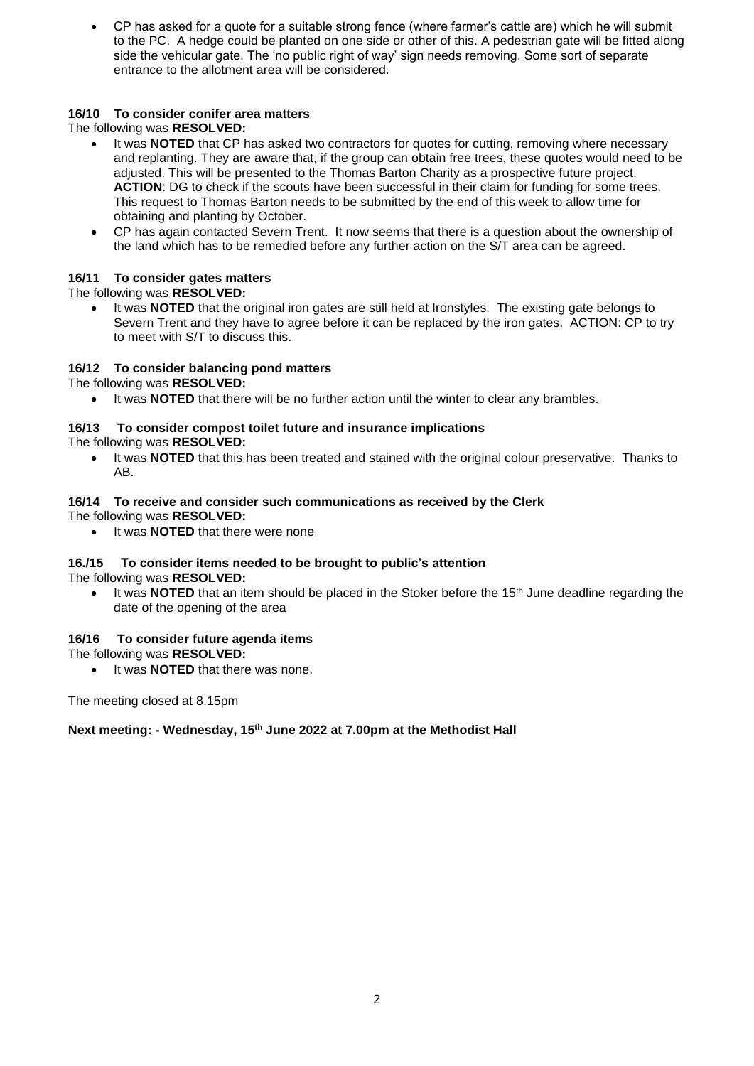- CP has asked for a quote for a suitable strong fence (where farmer's cattle are) which he will submit to the PC. A hedge could be planted on one side or other of this. A pedestrian gate will be fitted along side the vehicular gate. The 'no public right of way' sign needs removing. Some sort of separate entrance to the allotment area will be considered.

**16/10 To consider conifer area matters**

The following was **RESOLVED:**

- It was **NOTED** that CP has asked two contractors for quotes for cutting, removing where necessary and replanting. They are aware that, if the group can obtain free trees, these quotes would need to be adjusted. This will be presented to the Thomas Barton Charity as a prospective future project. **ACTION**: DG to check if the scouts have been successful in their claim for funding for some trees. This request to Thomas Barton needs to be submitted by the end of this week to allow time for obtaining and planting by October.
- CP has again contacted Severn Trent. It now seems that there is a question about the ownership of the land which has to be remedied before any further action on the S/T area can be agreed.

**16/11 To consider gates matters**

The following was **RESOLVED:**

- It was **NOTED** that the original iron gates are still held at Ironstyles. The existing gate belongs to Severn Trent and they have to agree before it can be replaced by the iron gates. ACTION: CP to try to meet with S/T to discuss this.

**16/12 To consider balancing pond matters**

The following was **RESOLVED:**

- It was **NOTED** that there will be no further action until the winter to clear any brambles.

**16/13 To consider compost toilet future and insurance implications**

The following was **RESOLVED:**

- It was **NOTED** that this has been treated and stained with the original colour preservative. Thanks to AB.

**16/14 To receive and consider such communications as received by the Clerk**

The following was **RESOLVED:**

- It was **NOTED** that there were none

**16./15 To consider items needed to be brought to public's attention**

The following was **RESOLVED:**

- It was **NOTED** that an item should be placed in the Stoker before the 15th June deadline regarding the date of the opening of the area

**16/16 To consider future agenda items**

The following was **RESOLVED:**

- It was **NOTED** that there was none.

The meeting closed at 8.15pm

**Next meeting: - Wednesday, 15th June 2022 at 7.00pm at the Methodist Hall**